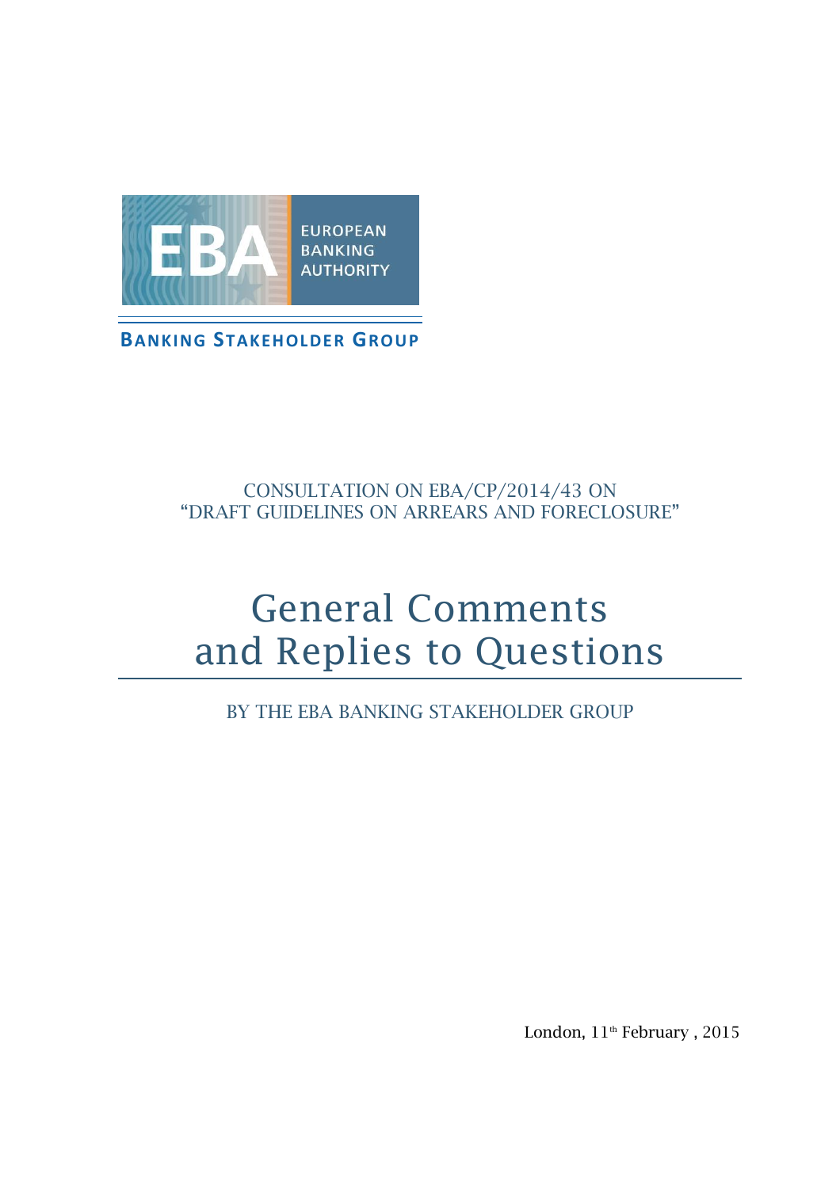EUROPEAN BANKING AUTHORITY

**BANKING STAKEHOLDER GROUP**

CONSULTATION ON EBA/CP/2014/43 ON
"DRAFT GUIDELINES ON ARREARS AND FORECLOSURE"

# General Comments and Replies to Questions

BY THE EBA BANKING STAKEHOLDER GROUP

London, 11th February , 2015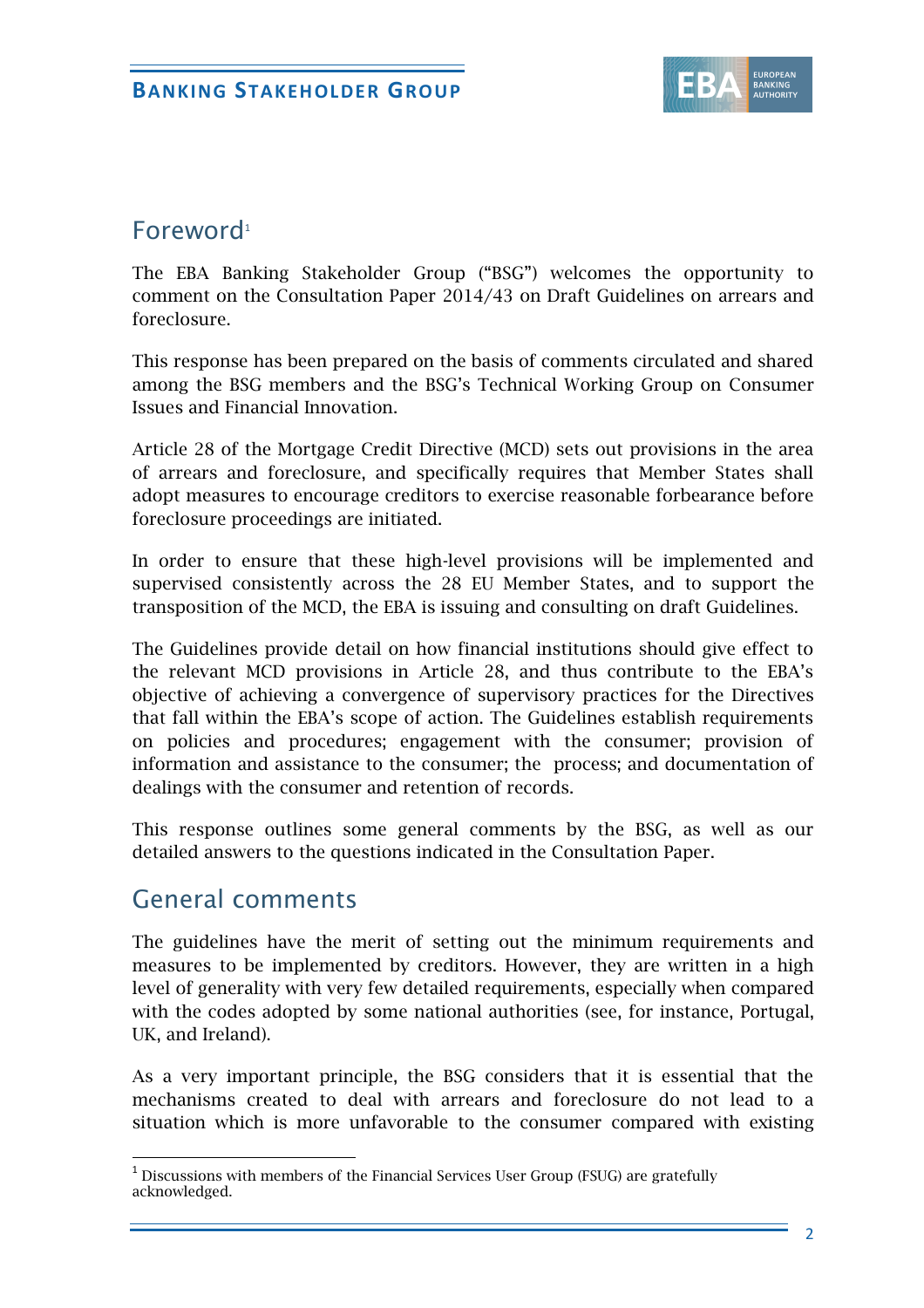## Foreword[1]

The EBA Banking Stakeholder Group ("BSG") welcomes the opportunity to comment on the Consultation Paper 2014/43 on Draft Guidelines on arrears and foreclosure.

This response has been prepared on the basis of comments circulated and shared among the BSG members and the BSG's Technical Working Group on Consumer Issues and Financial Innovation.

Article 28 of the Mortgage Credit Directive (MCD) sets out provisions in the area of arrears and foreclosure, and specifically requires that Member States shall adopt measures to encourage creditors to exercise reasonable forbearance before foreclosure proceedings are initiated.

In order to ensure that these high-level provisions will be implemented and supervised consistently across the 28 EU Member States, and to support the transposition of the MCD, the EBA is issuing and consulting on draft Guidelines.

The Guidelines provide detail on how financial institutions should give effect to the relevant MCD provisions in Article 28, and thus contribute to the EBA's objective of achieving a convergence of supervisory practices for the Directives that fall within the EBA's scope of action. The Guidelines establish requirements on policies and procedures; engagement with the consumer; provision of information and assistance to the consumer; the process; and documentation of dealings with the consumer and retention of records.

This response outlines some general comments by the BSG, as well as our detailed answers to the questions indicated in the Consultation Paper.

## General comments

The guidelines have the merit of setting out the minimum requirements and measures to be implemented by creditors. However, they are written in a high level of generality with very few detailed requirements, especially when compared with the codes adopted by some national authorities (see, for instance, Portugal, UK, and Ireland).

As a very important principle, the BSG considers that it is essential that the mechanisms created to deal with arrears and foreclosure do not lead to a situation which is more unfavorable to the consumer compared with existing

[1] Discussions with members of the Financial Services User Group (FSUG) are gratefully acknowledged.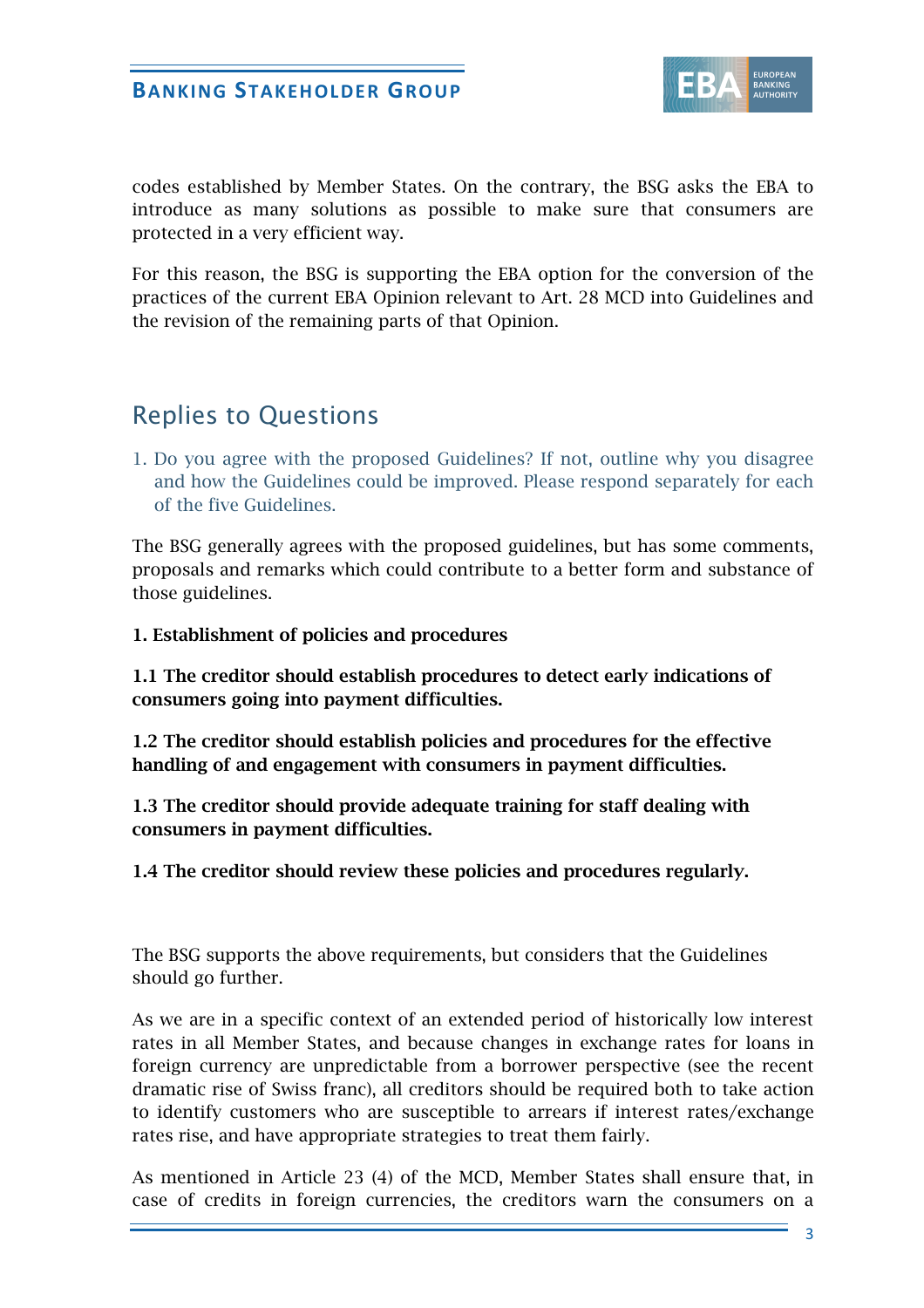codes established by Member States. On the contrary, the BSG asks the EBA to introduce as many solutions as possible to make sure that consumers are protected in a very efficient way.

For this reason, the BSG is supporting the EBA option for the conversion of the practices of the current EBA Opinion relevant to Art. 28 MCD into Guidelines and the revision of the remaining parts of that Opinion.

## Replies to Questions

1. Do you agree with the proposed Guidelines? If not, outline why you disagree and how the Guidelines could be improved. Please respond separately for each of the five Guidelines.

The BSG generally agrees with the proposed guidelines, but has some comments, proposals and remarks which could contribute to a better form and substance of those guidelines.

**1. Establishment of policies and procedures**

**1.1 The creditor should establish procedures to detect early indications of consumers going into payment difficulties.**

**1.2 The creditor should establish policies and procedures for the effective handling of and engagement with consumers in payment difficulties.**

**1.3 The creditor should provide adequate training for staff dealing with consumers in payment difficulties.**

**1.4 The creditor should review these policies and procedures regularly.**

The BSG supports the above requirements, but considers that the Guidelines should go further.

As we are in a specific context of an extended period of historically low interest rates in all Member States, and because changes in exchange rates for loans in foreign currency are unpredictable from a borrower perspective (see the recent dramatic rise of Swiss franc), all creditors should be required both to take action to identify customers who are susceptible to arrears if interest rates/exchange rates rise, and have appropriate strategies to treat them fairly.

As mentioned in Article 23 (4) of the MCD, Member States shall ensure that, in case of credits in foreign currencies, the creditors warn the consumers on a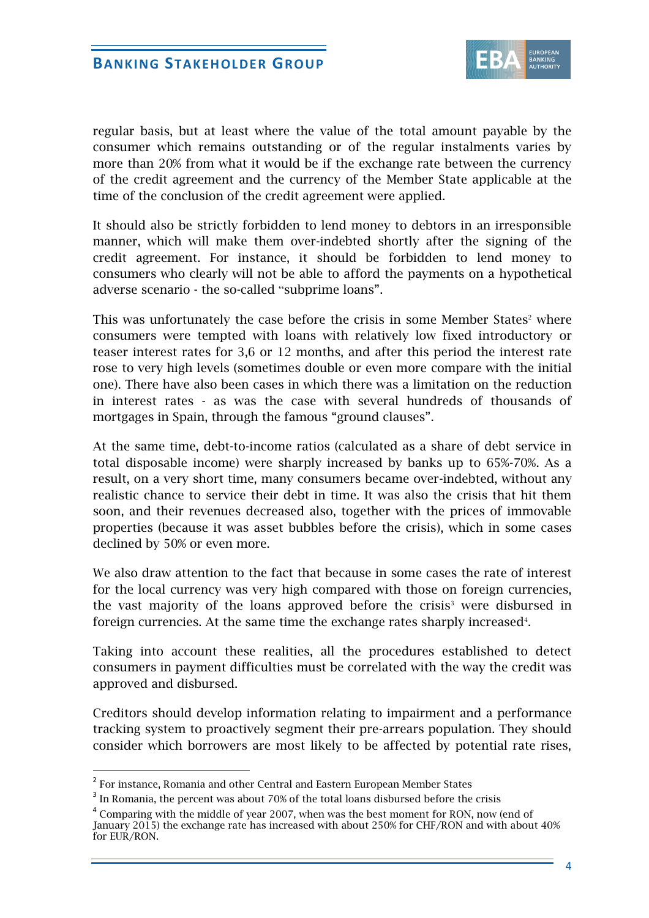regular basis, but at least where the value of the total amount payable by the consumer which remains outstanding or of the regular instalments varies by more than 20% from what it would be if the exchange rate between the currency of the credit agreement and the currency of the Member State applicable at the time of the conclusion of the credit agreement were applied.

It should also be strictly forbidden to lend money to debtors in an irresponsible manner, which will make them over-indebted shortly after the signing of the credit agreement. For instance, it should be forbidden to lend money to consumers who clearly will not be able to afford the payments on a hypothetical adverse scenario - the so-called "subprime loans".

This was unfortunately the case before the crisis in some Member States[2] where consumers were tempted with loans with relatively low fixed introductory or teaser interest rates for 3,6 or 12 months, and after this period the interest rate rose to very high levels (sometimes double or even more compare with the initial one). There have also been cases in which there was a limitation on the reduction in interest rates - as was the case with several hundreds of thousands of mortgages in Spain, through the famous "ground clauses".

At the same time, debt-to-income ratios (calculated as a share of debt service in total disposable income) were sharply increased by banks up to 65%-70%. As a result, on a very short time, many consumers became over-indebted, without any realistic chance to service their debt in time. It was also the crisis that hit them soon, and their revenues decreased also, together with the prices of immovable properties (because it was asset bubbles before the crisis), which in some cases declined by 50% or even more.

We also draw attention to the fact that because in some cases the rate of interest for the local currency was very high compared with those on foreign currencies, the vast majority of the loans approved before the crisis[3] were disbursed in foreign currencies. At the same time the exchange rates sharply increased[4].

Taking into account these realities, all the procedures established to detect consumers in payment difficulties must be correlated with the way the credit was approved and disbursed.

Creditors should develop information relating to impairment and a performance tracking system to proactively segment their pre-arrears population. They should consider which borrowers are most likely to be affected by potential rate rises,

[2] For instance, Romania and other Central and Eastern European Member States

[3] In Romania, the percent was about 70% of the total loans disbursed before the crisis

[4] Comparing with the middle of year 2007, when was the best moment for RON, now (end of January 2015) the exchange rate has increased with about 250% for CHF/RON and with about 40% for EUR/RON.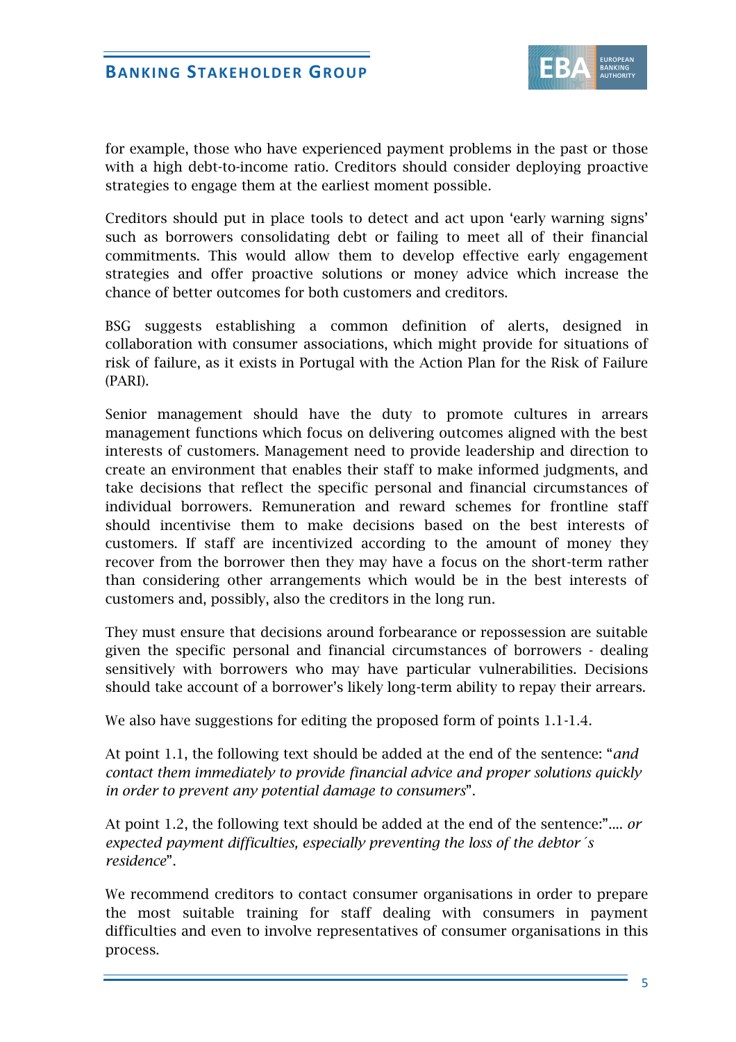for example, those who have experienced payment problems in the past or those with a high debt-to-income ratio. Creditors should consider deploying proactive strategies to engage them at the earliest moment possible.

Creditors should put in place tools to detect and act upon 'early warning signs' such as borrowers consolidating debt or failing to meet all of their financial commitments. This would allow them to develop effective early engagement strategies and offer proactive solutions or money advice which increase the chance of better outcomes for both customers and creditors.

BSG suggests establishing a common definition of alerts, designed in collaboration with consumer associations, which might provide for situations of risk of failure, as it exists in Portugal with the Action Plan for the Risk of Failure (PARI).

Senior management should have the duty to promote cultures in arrears management functions which focus on delivering outcomes aligned with the best interests of customers. Management need to provide leadership and direction to create an environment that enables their staff to make informed judgments, and take decisions that reflect the specific personal and financial circumstances of individual borrowers. Remuneration and reward schemes for frontline staff should incentivise them to make decisions based on the best interests of customers. If staff are incentivized according to the amount of money they recover from the borrower then they may have a focus on the short-term rather than considering other arrangements which would be in the best interests of customers and, possibly, also the creditors in the long run.

They must ensure that decisions around forbearance or repossession are suitable given the specific personal and financial circumstances of borrowers - dealing sensitively with borrowers who may have particular vulnerabilities. Decisions should take account of a borrower's likely long-term ability to repay their arrears.

We also have suggestions for editing the proposed form of points 1.1-1.4.

At point 1.1, the following text should be added at the end of the sentence: "*and contact them immediately to provide financial advice and proper solutions quickly in order to prevent any potential damage to consumers*".

At point 1.2, the following text should be added at the end of the sentence:".... *or expected payment difficulties, especially preventing the loss of the debtor´s residence*".

We recommend creditors to contact consumer organisations in order to prepare the most suitable training for staff dealing with consumers in payment difficulties and even to involve representatives of consumer organisations in this process.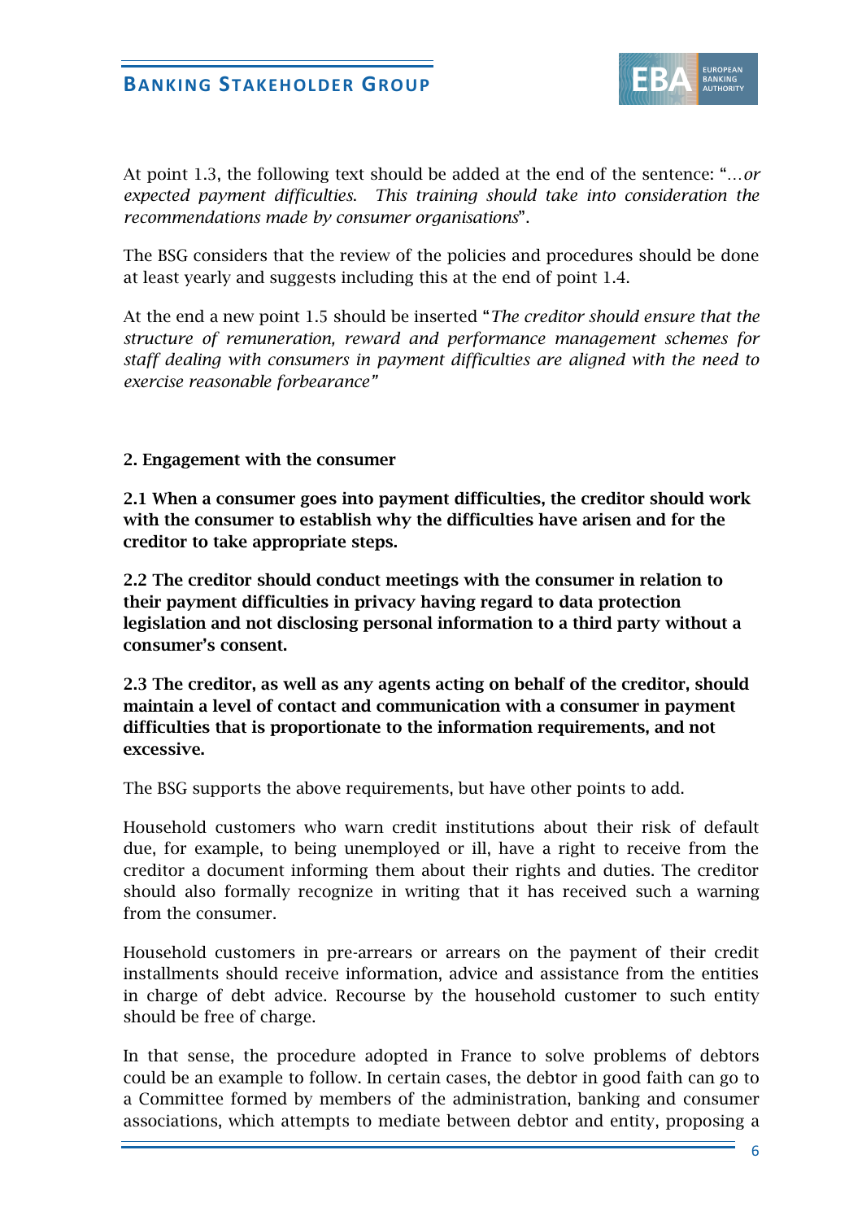At point 1.3, the following text should be added at the end of the sentence: "*…or expected payment difficulties. This training should take into consideration the recommendations made by consumer organisations*".

The BSG considers that the review of the policies and procedures should be done at least yearly and suggests including this at the end of point 1.4.

At the end a new point 1.5 should be inserted "*The creditor should ensure that the structure of remuneration, reward and performance management schemes for staff dealing with consumers in payment difficulties are aligned with the need to exercise reasonable forbearance"*

**2. Engagement with the consumer**

**2.1 When a consumer goes into payment difficulties, the creditor should work with the consumer to establish why the difficulties have arisen and for the creditor to take appropriate steps.**

**2.2 The creditor should conduct meetings with the consumer in relation to their payment difficulties in privacy having regard to data protection legislation and not disclosing personal information to a third party without a consumer's consent.**

**2.3 The creditor, as well as any agents acting on behalf of the creditor, should maintain a level of contact and communication with a consumer in payment difficulties that is proportionate to the information requirements, and not excessive.**

The BSG supports the above requirements, but have other points to add.

Household customers who warn credit institutions about their risk of default due, for example, to being unemployed or ill, have a right to receive from the creditor a document informing them about their rights and duties. The creditor should also formally recognize in writing that it has received such a warning from the consumer.

Household customers in pre-arrears or arrears on the payment of their credit installments should receive information, advice and assistance from the entities in charge of debt advice. Recourse by the household customer to such entity should be free of charge.

In that sense, the procedure adopted in France to solve problems of debtors could be an example to follow. In certain cases, the debtor in good faith can go to a Committee formed by members of the administration, banking and consumer associations, which attempts to mediate between debtor and entity, proposing a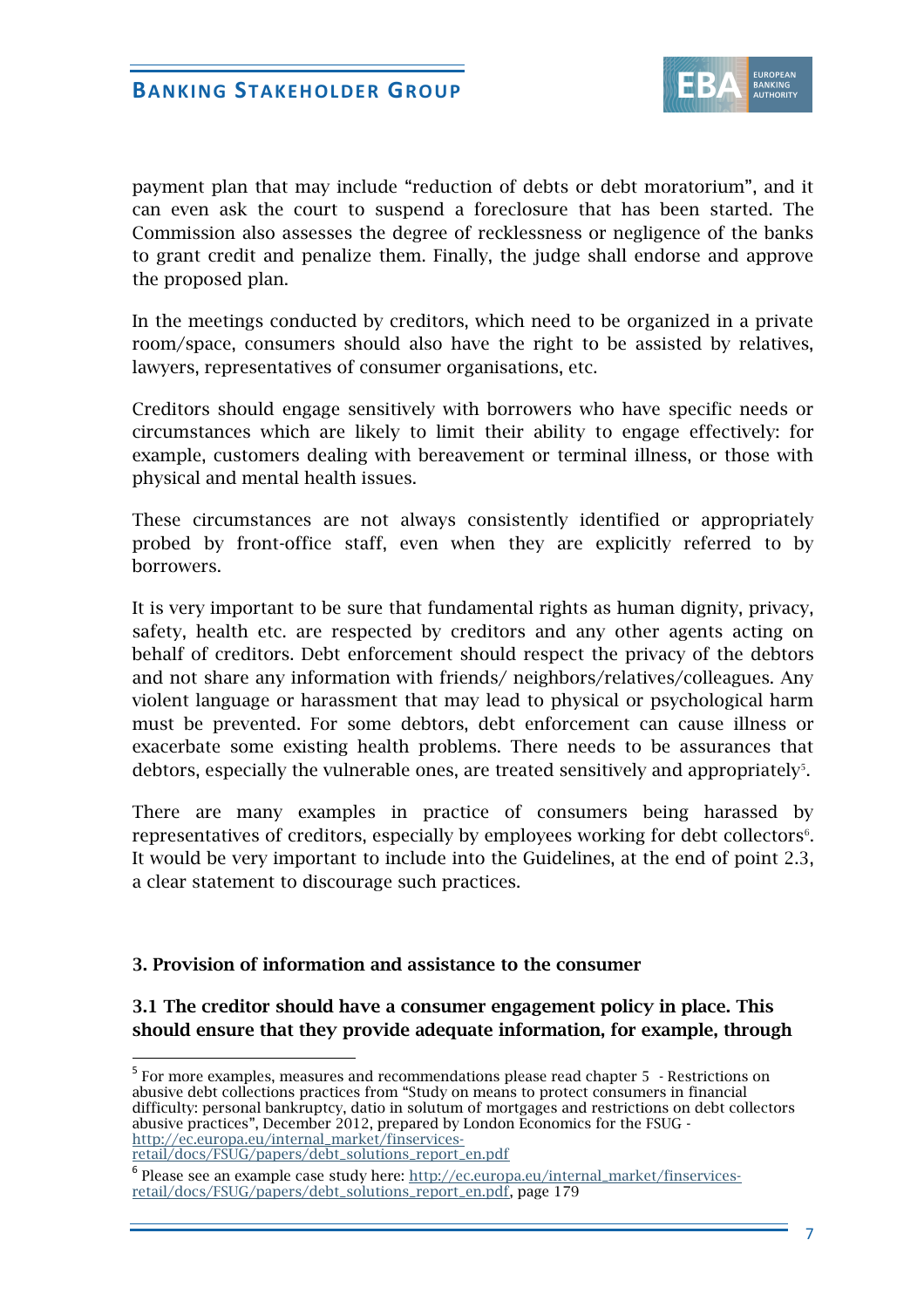payment plan that may include "reduction of debts or debt moratorium", and it can even ask the court to suspend a foreclosure that has been started. The Commission also assesses the degree of recklessness or negligence of the banks to grant credit and penalize them. Finally, the judge shall endorse and approve the proposed plan.

In the meetings conducted by creditors, which need to be organized in a private room/space, consumers should also have the right to be assisted by relatives, lawyers, representatives of consumer organisations, etc.

Creditors should engage sensitively with borrowers who have specific needs or circumstances which are likely to limit their ability to engage effectively: for example, customers dealing with bereavement or terminal illness, or those with physical and mental health issues.

These circumstances are not always consistently identified or appropriately probed by front-office staff, even when they are explicitly referred to by borrowers.

It is very important to be sure that fundamental rights as human dignity, privacy, safety, health etc. are respected by creditors and any other agents acting on behalf of creditors. Debt enforcement should respect the privacy of the debtors and not share any information with friends/ neighbors/relatives/colleagues. Any violent language or harassment that may lead to physical or psychological harm must be prevented. For some debtors, debt enforcement can cause illness or exacerbate some existing health problems. There needs to be assurances that debtors, especially the vulnerable ones, are treated sensitively and appropriately[5].

There are many examples in practice of consumers being harassed by representatives of creditors, especially by employees working for debt collectors[6]. It would be very important to include into the Guidelines, at the end of point 2.3, a clear statement to discourage such practices.

### 3. Provision of information and assistance to the consumer

**3.1 The creditor should have a consumer engagement policy in place. This should ensure that they provide adequate information, for example, through**

---

[5] For more examples, measures and recommendations please read chapter 5 - Restrictions on abusive debt collections practices from "Study on means to protect consumers in financial difficulty: personal bankruptcy, datio in solutum of mortgages and restrictions on debt collectors abusive practices", December 2012, prepared by London Economics for the FSUG - http://ec.europa.eu/internal_market/finservices-retail/docs/FSUG/papers/debt_solutions_report_en.pdf

[6] Please see an example case study here: http://ec.europa.eu/internal_market/finservices-retail/docs/FSUG/papers/debt_solutions_report_en.pdf, page 179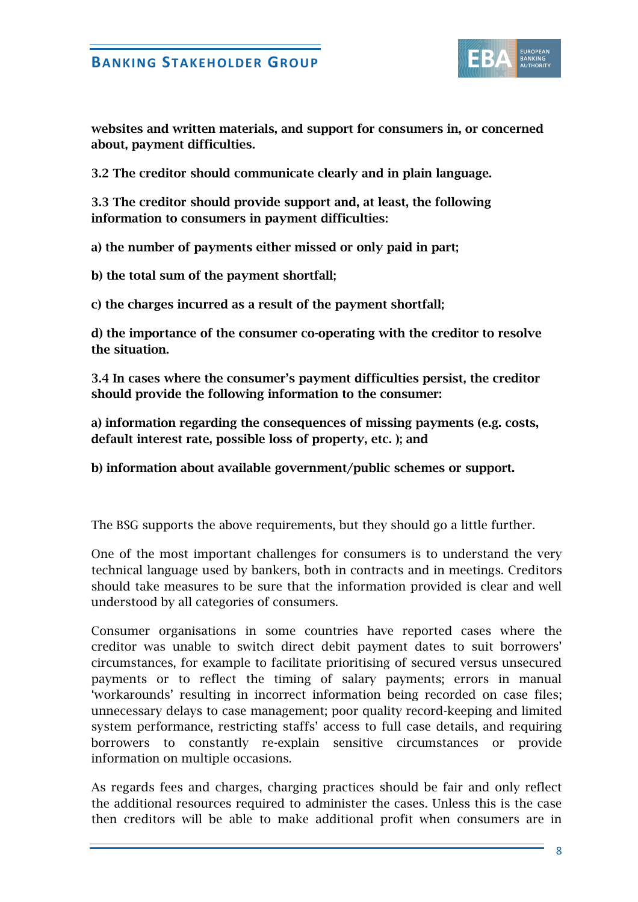**websites and written materials, and support for consumers in, or concerned about, payment difficulties.**

**3.2 The creditor should communicate clearly and in plain language.**

**3.3 The creditor should provide support and, at least, the following information to consumers in payment difficulties:**

**a) the number of payments either missed or only paid in part;**

**b) the total sum of the payment shortfall;**

**c) the charges incurred as a result of the payment shortfall;**

**d) the importance of the consumer co-operating with the creditor to resolve the situation.**

**3.4 In cases where the consumer's payment difficulties persist, the creditor should provide the following information to the consumer:**

**a) information regarding the consequences of missing payments (e.g. costs, default interest rate, possible loss of property, etc. ); and**

**b) information about available government/public schemes or support.**

The BSG supports the above requirements, but they should go a little further.

One of the most important challenges for consumers is to understand the very technical language used by bankers, both in contracts and in meetings. Creditors should take measures to be sure that the information provided is clear and well understood by all categories of consumers.

Consumer organisations in some countries have reported cases where the creditor was unable to switch direct debit payment dates to suit borrowers' circumstances, for example to facilitate prioritising of secured versus unsecured payments or to reflect the timing of salary payments; errors in manual 'workarounds' resulting in incorrect information being recorded on case files; unnecessary delays to case management; poor quality record-keeping and limited system performance, restricting staffs' access to full case details, and requiring borrowers to constantly re-explain sensitive circumstances or provide information on multiple occasions.

As regards fees and charges, charging practices should be fair and only reflect the additional resources required to administer the cases. Unless this is the case then creditors will be able to make additional profit when consumers are in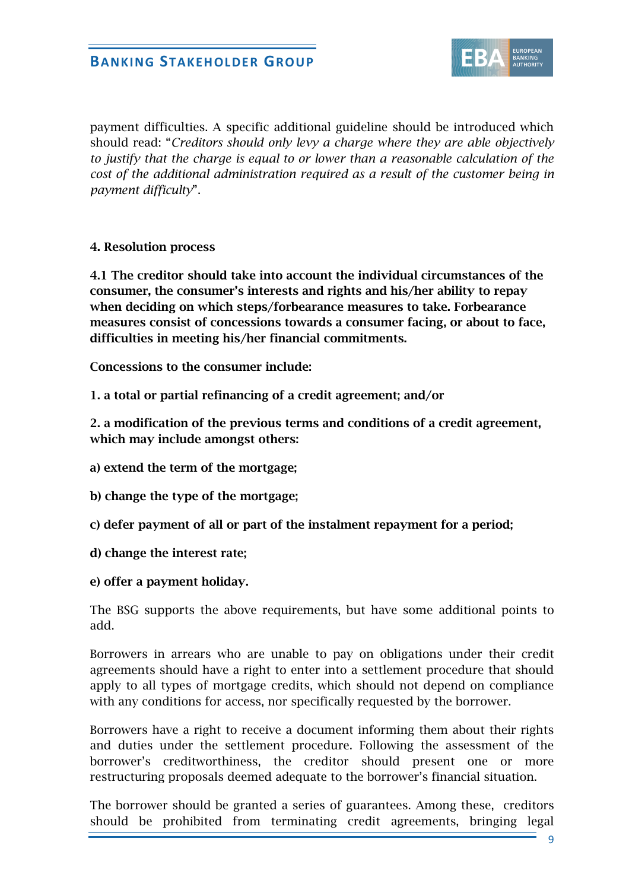payment difficulties. A specific additional guideline should be introduced which should read: "*Creditors should only levy a charge where they are able objectively to justify that the charge is equal to or lower than a reasonable calculation of the cost of the additional administration required as a result of the customer being in payment difficulty*".

**4. Resolution process**

**4.1 The creditor should take into account the individual circumstances of the consumer, the consumer's interests and rights and his/her ability to repay when deciding on which steps/forbearance measures to take. Forbearance measures consist of concessions towards a consumer facing, or about to face, difficulties in meeting his/her financial commitments.**

**Concessions to the consumer include:**

**1. a total or partial refinancing of a credit agreement; and/or**

**2. a modification of the previous terms and conditions of a credit agreement, which may include amongst others:**

**a) extend the term of the mortgage;**

**b) change the type of the mortgage;**

**c) defer payment of all or part of the instalment repayment for a period;**

**d) change the interest rate;**

**e) offer a payment holiday.**

The BSG supports the above requirements, but have some additional points to add.

Borrowers in arrears who are unable to pay on obligations under their credit agreements should have a right to enter into a settlement procedure that should apply to all types of mortgage credits, which should not depend on compliance with any conditions for access, nor specifically requested by the borrower.

Borrowers have a right to receive a document informing them about their rights and duties under the settlement procedure. Following the assessment of the borrower's creditworthiness, the creditor should present one or more restructuring proposals deemed adequate to the borrower's financial situation.

The borrower should be granted a series of guarantees. Among these, creditors should be prohibited from terminating credit agreements, bringing legal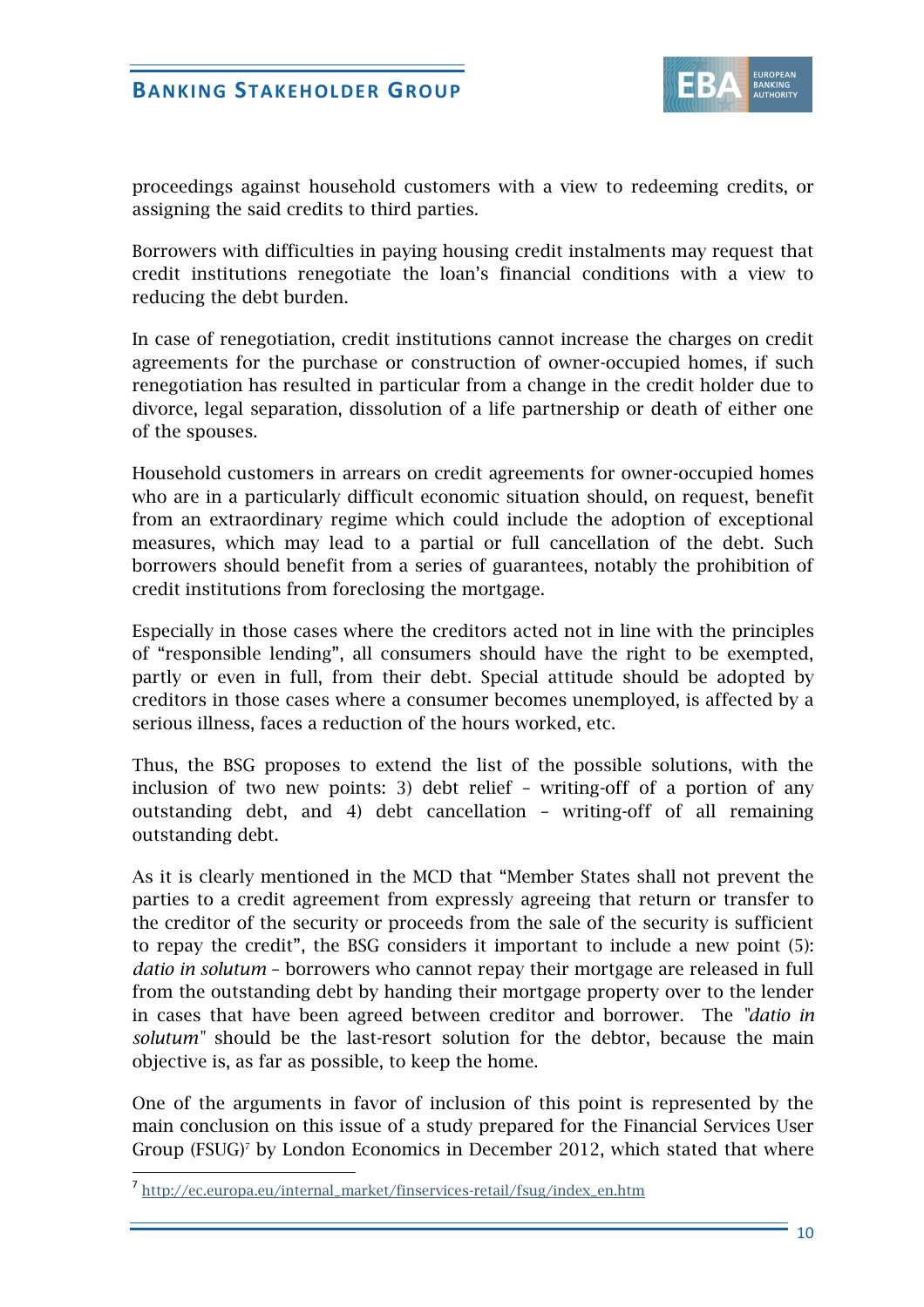proceedings against household customers with a view to redeeming credits, or assigning the said credits to third parties.

Borrowers with difficulties in paying housing credit instalments may request that credit institutions renegotiate the loan's financial conditions with a view to reducing the debt burden.

In case of renegotiation, credit institutions cannot increase the charges on credit agreements for the purchase or construction of owner-occupied homes, if such renegotiation has resulted in particular from a change in the credit holder due to divorce, legal separation, dissolution of a life partnership or death of either one of the spouses.

Household customers in arrears on credit agreements for owner-occupied homes who are in a particularly difficult economic situation should, on request, benefit from an extraordinary regime which could include the adoption of exceptional measures, which may lead to a partial or full cancellation of the debt. Such borrowers should benefit from a series of guarantees, notably the prohibition of credit institutions from foreclosing the mortgage.

Especially in those cases where the creditors acted not in line with the principles of "responsible lending", all consumers should have the right to be exempted, partly or even in full, from their debt. Special attitude should be adopted by creditors in those cases where a consumer becomes unemployed, is affected by a serious illness, faces a reduction of the hours worked, etc.

Thus, the BSG proposes to extend the list of the possible solutions, with the inclusion of two new points: 3) debt relief – writing-off of a portion of any outstanding debt, and 4) debt cancellation – writing-off of all remaining outstanding debt.

As it is clearly mentioned in the MCD that "Member States shall not prevent the parties to a credit agreement from expressly agreeing that return or transfer to the creditor of the security or proceeds from the sale of the security is sufficient to repay the credit", the BSG considers it important to include a new point (5): *datio in solutum* – borrowers who cannot repay their mortgage are released in full from the outstanding debt by handing their mortgage property over to the lender in cases that have been agreed between creditor and borrower. The "*datio in solutum*" should be the last-resort solution for the debtor, because the main objective is, as far as possible, to keep the home.

One of the arguments in favor of inclusion of this point is represented by the main conclusion on this issue of a study prepared for the Financial Services User Group (FSUG)[7] by London Economics in December 2012, which stated that where

[7] http://ec.europa.eu/internal_market/finservices-retail/fsug/index_en.htm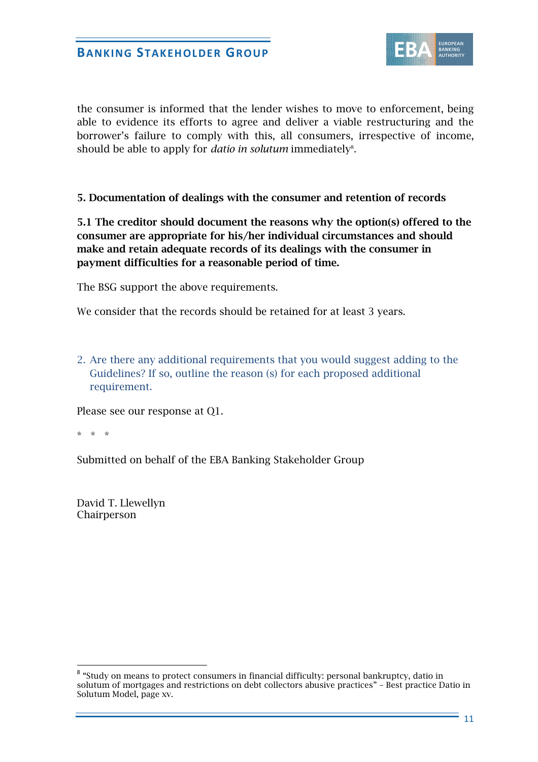the consumer is informed that the lender wishes to move to enforcement, being able to evidence its efforts to agree and deliver a viable restructuring and the borrower's failure to comply with this, all consumers, irrespective of income, should be able to apply for *datio in solutum* immediately[8].

**5. Documentation of dealings with the consumer and retention of records**

**5.1 The creditor should document the reasons why the option(s) offered to the consumer are appropriate for his/her individual circumstances and should make and retain adequate records of its dealings with the consumer in payment difficulties for a reasonable period of time.**

The BSG support the above requirements.

We consider that the records should be retained for at least 3 years.

2. Are there any additional requirements that you would suggest adding to the Guidelines? If so, outline the reason (s) for each proposed additional requirement.

Please see our response at Q1.

\* \* \*

Submitted on behalf of the EBA Banking Stakeholder Group

David T. Llewellyn
Chairperson

[8] "Study on means to protect consumers in financial difficulty: personal bankruptcy, datio in solutum of mortgages and restrictions on debt collectors abusive practices" – Best practice Datio in Solutum Model, page xv.